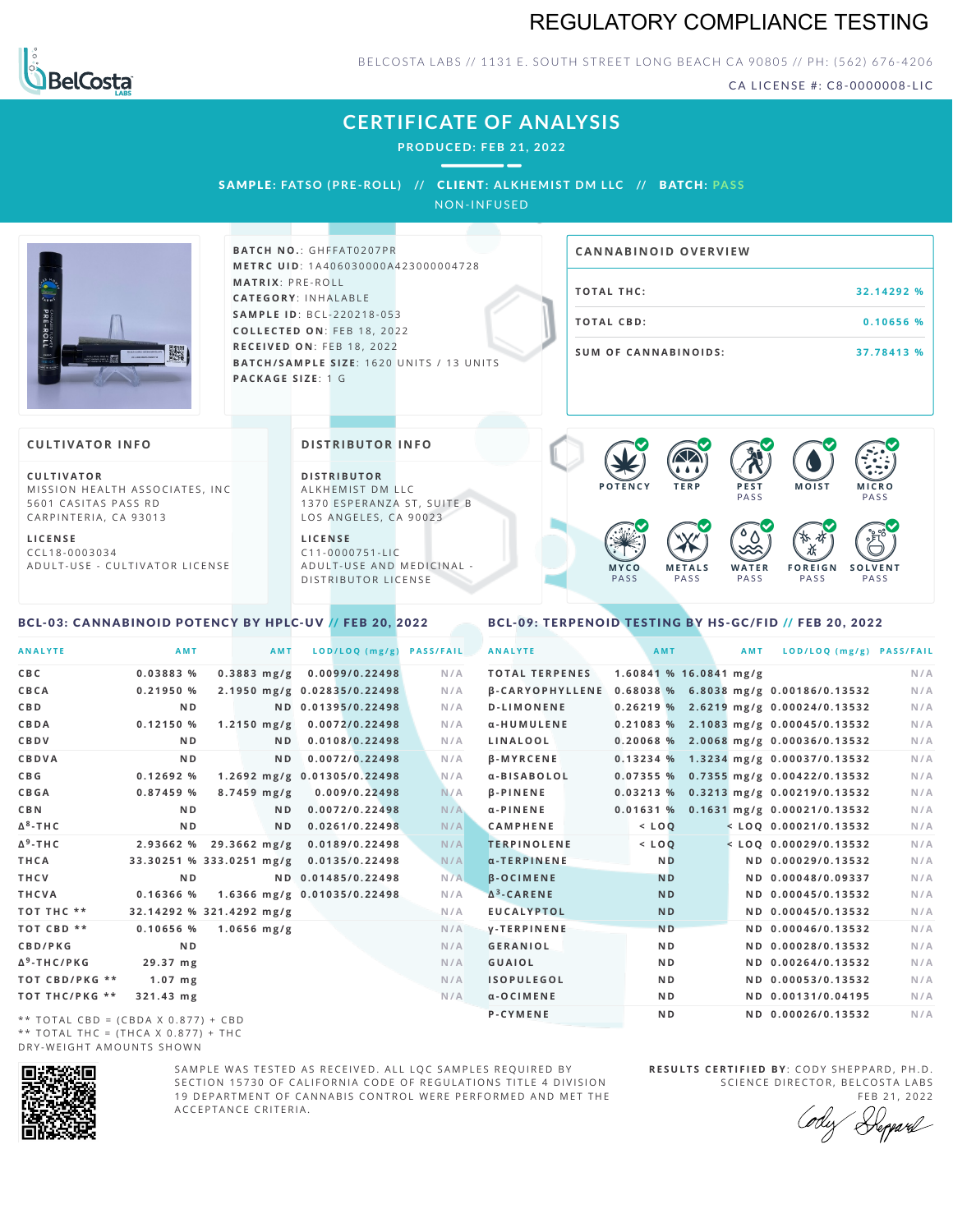# REGULATORY COMPLIANCE TESTING

BELCOSTA LABS // 1131 E. SOUTH STREET LONG BEACH CA 90805 // PH: (562) 676-4206

CA LICENSE #: C8-0000008-LIC

## CERTIFICATE OF ANALYSIS

PRODUCED: FEB 21, 2022

**SAMPLE:** FATSO (PRE-ROLL) // **CLIENT:** ALKHEMIST DM LLC // **BATCH:** PASS

NON-INFUSED

**BATCH NO.**: GHFFAT0207PR
**METRC UID**: 1A4060300000A423000004728
**MATRIX**: PRE-ROLL
**CATEGORY**: INHALABLE
**SAMPLE ID**: BCL-220218-053
**COLLECTED ON**: FEB 18, 2022
**RECEIVED ON**: FEB 18, 2022
**BATCH/SAMPLE SIZE**: 1620 UNITS / 13 UNITS
**PACKAGE SIZE**: 1 G

### CANNABINOID OVERVIEW

| | |
|---|---|
| TOTAL THC: | 32.14292 % |
| TOTAL CBD: | 0.10656 % |
| SUM OF CANNABINOIDS: | 37.78413 % |

### CULTIVATOR INFO

**CULTIVATOR**
MISSION HEALTH ASSOCIATES, INC
5601 CASITAS PASS RD
CARPINTERIA, CA 93013

**LICENSE**
CCL18-0003034
ADULT-USE - CULTIVATOR LICENSE

### DISTRIBUTOR INFO

**DISTRIBUTOR**
ALKHEMIST DM LLC
1370 ESPERANZA ST, SUITE B
LOS ANGELES, CA 90023

**LICENSE**
C11-0000751-LIC
ADULT-USE AND MEDICINAL - DISTRIBUTOR LICENSE

POTENCY | TERP | PEST PASS | MOIST | MICRO PASS | MYCO PASS | METALS PASS | WATER PASS | FOREIGN PASS | SOLVENT PASS

### BCL-03: CANNABINOID POTENCY BY HPLC-UV // FEB 20, 2022

| ANALYTE | AMT | AMT | LOD/LOQ (mg/g) | PASS/FAIL |
|---|---|---|---|---|
| CBC | 0.03883 % | 0.3883 mg/g | 0.0099/0.22498 | N/A |
| CBCA | 0.21950 % | 2.1950 mg/g | 0.02835/0.22498 | N/A |
| CBD | ND | ND | 0.01395/0.22498 | N/A |
| CBDA | 0.12150 % | 1.2150 mg/g | 0.0072/0.22498 | N/A |
| CBDV | ND | ND | 0.0108/0.22498 | N/A |
| CBDVA | ND | ND | 0.0072/0.22498 | N/A |
| CBG | 0.12692 % | 1.2692 mg/g | 0.01305/0.22498 | N/A |
| CBGA | 0.87459 % | 8.7459 mg/g | 0.009/0.22498 | N/A |
| CBN | ND | ND | 0.0072/0.22498 | N/A |
| $\Delta^8$-THC | ND | ND | 0.0261/0.22498 | N/A |
| $\Delta^9$-THC | 2.93662 % | 29.3662 mg/g | 0.0189/0.22498 | N/A |
| THCA | 33.30251 % | 333.0251 mg/g | 0.0135/0.22498 | N/A |
| THCV | ND | ND | 0.01485/0.22498 | N/A |
| THCVA | 0.16366 % | 1.6366 mg/g | 0.01035/0.22498 | N/A |
| TOT THC ** | 32.14292 % | 321.4292 mg/g | | N/A |
| TOT CBD ** | 0.10656 % | 1.0656 mg/g | | N/A |
| CBD/PKG | ND | | | N/A |
| $\Delta^9$-THC/PKG | 29.37 mg | | | N/A |
| TOT CBD/PKG ** | 1.07 mg | | | N/A |
| TOT THC/PKG ** | 321.43 mg | | | N/A |

** TOTAL CBD = (CBDA X 0.877) + CBD
** TOTAL THC = (THCA X 0.877) + THC
DRY-WEIGHT AMOUNTS SHOWN

### BCL-09: TERPENOID TESTING BY HS-GC/FID // FEB 20, 2022

| ANALYTE | AMT | AMT | LOD/LOQ (mg/g) | PASS/FAIL |
|---|---|---|---|---|
| TOTAL TERPENES | 1.60841 % | 16.0841 mg/g | | N/A |
| β-CARYOPHYLLENE | 0.68038 % | 6.8038 mg/g | 0.00186/0.13532 | N/A |
| D-LIMONENE | 0.26219 % | 2.6219 mg/g | 0.00024/0.13532 | N/A |
| α-HUMULENE | 0.21083 % | 2.1083 mg/g | 0.00045/0.13532 | N/A |
| LINALOOL | 0.20068 % | 2.0068 mg/g | 0.00036/0.13532 | N/A |
| β-MYRCENE | 0.13234 % | 1.3234 mg/g | 0.00037/0.13532 | N/A |
| α-BISABOLOL | 0.07355 % | 0.7355 mg/g | 0.00422/0.13532 | N/A |
| β-PINENE | 0.03213 % | 0.3213 mg/g | 0.00219/0.13532 | N/A |
| α-PINENE | 0.01631 % | 0.1631 mg/g | 0.00021/0.13532 | N/A |
| CAMPHENE | < LOQ | < LOQ | 0.00021/0.13532 | N/A |
| TERPINOLENE | < LOQ | < LOQ | 0.00029/0.13532 | N/A |
| α-TERPINENE | ND | ND | 0.00029/0.13532 | N/A |
| β-OCIMENE | ND | ND | 0.00048/0.09337 | N/A |
| $\Delta^3$-CARENE | ND | ND | 0.00045/0.13532 | N/A |
| EUCALYPTOL | ND | ND | 0.00045/0.13532 | N/A |
| γ-TERPINENE | ND | ND | 0.00046/0.13532 | N/A |
| GERANIOL | ND | ND | 0.00028/0.13532 | N/A |
| GUAIOL | ND | ND | 0.00264/0.13532 | N/A |
| ISOPULEGOL | ND | ND | 0.00053/0.13532 | N/A |
| α-OCIMENE | ND | ND | 0.00131/0.04195 | N/A |
| P-CYMENE | ND | ND | 0.00026/0.13532 | N/A |

SAMPLE WAS TESTED AS RECEIVED. ALL LQC SAMPLES REQUIRED BY SECTION 15730 OF CALIFORNIA CODE OF REGULATIONS TITLE 4 DIVISION 19 DEPARTMENT OF CANNABIS CONTROL WERE PERFORMED AND MET THE ACCEPTANCE CRITERIA.

**RESULTS CERTIFIED BY**: CODY SHEPPARD, PH.D.
SCIENCE DIRECTOR, BELCOSTA LABS
FEB 21, 2022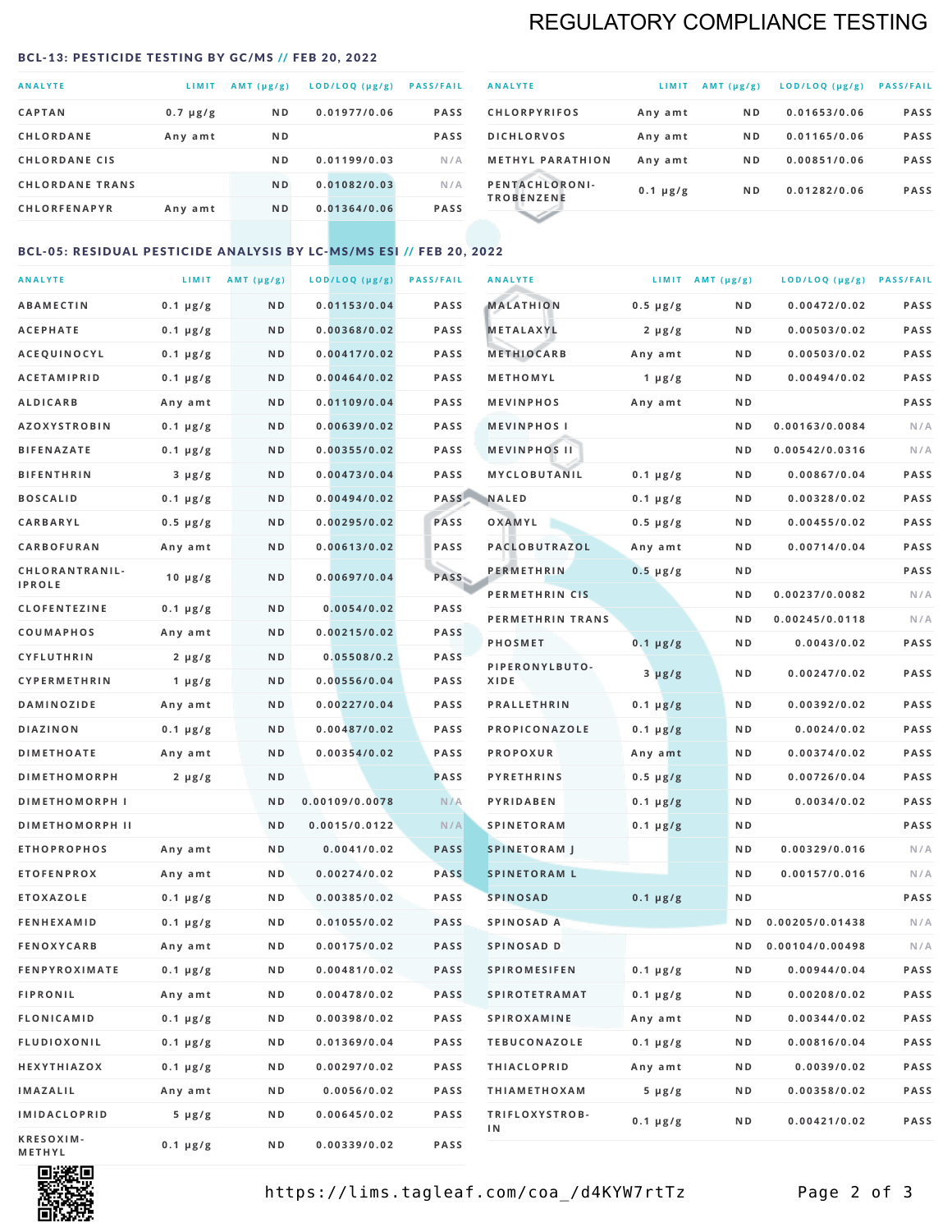# REGULATORY COMPLIANCE TESTING

## BCL-13: PESTICIDE TESTING BY GC/MS // FEB 20, 2022

| ANALYTE | LIMIT | AMT (μg/g) | LOD/LOQ (μg/g) | PASS/FAIL |
|---|---|---|---|---|
| CAPTAN | 0.7 μg/g | ND | 0.01977/0.06 | PASS |
| CHLORDANE | Any amt | ND | | PASS |
| CHLORDANE CIS | | ND | 0.01199/0.03 | N/A |
| CHLORDANE TRANS | | ND | 0.01082/0.03 | N/A |
| CHLORFENAPYR | Any amt | ND | 0.01364/0.06 | PASS |
| CHLORPYRIFOS | Any amt | ND | 0.01653/0.06 | PASS |
| DICHLORVOS | Any amt | ND | 0.01165/0.06 | PASS |
| METHYL PARATHION | Any amt | ND | 0.00851/0.06 | PASS |
| PENTACHLORONITROBENZENE | 0.1 μg/g | ND | 0.01282/0.06 | PASS |

## BCL-05: RESIDUAL PESTICIDE ANALYSIS BY LC-MS/MS ESI // FEB 20, 2022

| ANALYTE | LIMIT | AMT (μg/g) | LOD/LOQ (μg/g) | PASS/FAIL |
|---|---|---|---|---|
| ABAMECTIN | 0.1 μg/g | ND | 0.01153/0.04 | PASS |
| ACEPHATE | 0.1 μg/g | ND | 0.00368/0.02 | PASS |
| ACEQUINOCYL | 0.1 μg/g | ND | 0.00417/0.02 | PASS |
| ACETAMIPRID | 0.1 μg/g | ND | 0.00464/0.02 | PASS |
| ALDICARB | Any amt | ND | 0.01109/0.04 | PASS |
| AZOXYSTROBIN | 0.1 μg/g | ND | 0.00639/0.02 | PASS |
| BIFENAZATE | 0.1 μg/g | ND | 0.00355/0.02 | PASS |
| BIFENTHRIN | 3 μg/g | ND | 0.00473/0.04 | PASS |
| BOSCALID | 0.1 μg/g | ND | 0.00494/0.02 | PASS |
| CARBARYL | 0.5 μg/g | ND | 0.00295/0.02 | PASS |
| CARBOFURAN | Any amt | ND | 0.00613/0.02 | PASS |
| CHLORANTRANILIPROLE | 10 μg/g | ND | 0.00697/0.04 | PASS |
| CLOFENTEZINE | 0.1 μg/g | ND | 0.0054/0.02 | PASS |
| COUMAPHOS | Any amt | ND | 0.00215/0.02 | PASS |
| CYFLUTHRIN | 2 μg/g | ND | 0.05508/0.2 | PASS |
| CYPERMETHRIN | 1 μg/g | ND | 0.00556/0.04 | PASS |
| DAMINOZIDE | Any amt | ND | 0.00227/0.04 | PASS |
| DIAZINON | 0.1 μg/g | ND | 0.00487/0.02 | PASS |
| DIMETHOATE | Any amt | ND | 0.00354/0.02 | PASS |
| DIMETHOMORPH | 2 μg/g | ND | | PASS |
| DIMETHOMORPH I | | ND | 0.00109/0.0078 | N/A |
| DIMETHOMORPH II | | ND | 0.0015/0.0122 | N/A |
| ETHOPROPHOS | Any amt | ND | 0.0041/0.02 | PASS |
| ETOFENPROX | Any amt | ND | 0.00274/0.02 | PASS |
| ETOXAZOLE | 0.1 μg/g | ND | 0.00385/0.02 | PASS |
| FENHEXAMID | 0.1 μg/g | ND | 0.01055/0.02 | PASS |
| FENOXYCARB | Any amt | ND | 0.00175/0.02 | PASS |
| FENPYROXIMATE | 0.1 μg/g | ND | 0.00481/0.02 | PASS |
| FIPRONIL | Any amt | ND | 0.00478/0.02 | PASS |
| FLONICAMID | 0.1 μg/g | ND | 0.00398/0.02 | PASS |
| FLUDIOXONIL | 0.1 μg/g | ND | 0.01369/0.04 | PASS |
| HEXYTHIAZOX | 0.1 μg/g | ND | 0.00297/0.02 | PASS |
| IMAZALIL | Any amt | ND | 0.0056/0.02 | PASS |
| IMIDACLOPRID | 5 μg/g | ND | 0.00645/0.02 | PASS |
| KRESOXIM-METHYL | 0.1 μg/g | ND | 0.00339/0.02 | PASS |
| MALATHION | 0.5 μg/g | ND | 0.00472/0.02 | PASS |
| METALAXYL | 2 μg/g | ND | 0.00503/0.02 | PASS |
| METHIOCARB | Any amt | ND | 0.00503/0.02 | PASS |
| METHOMYL | 1 μg/g | ND | 0.00494/0.02 | PASS |
| MEVINPHOS | Any amt | ND | | PASS |
| MEVINPHOS I | | ND | 0.00163/0.0084 | N/A |
| MEVINPHOS II | | ND | 0.00542/0.0316 | N/A |
| MYCLOBUTANIL | 0.1 μg/g | ND | 0.00867/0.04 | PASS |
| NALED | 0.1 μg/g | ND | 0.00328/0.02 | PASS |
| OXAMYL | 0.5 μg/g | ND | 0.00455/0.02 | PASS |
| PACLOBUTRAZOL | Any amt | ND | 0.00714/0.04 | PASS |
| PERMETHRIN | 0.5 μg/g | ND | | PASS |
| PERMETHRIN CIS | | ND | 0.00237/0.0082 | N/A |
| PERMETHRIN TRANS | | ND | 0.00245/0.0118 | N/A |
| PHOSMET | 0.1 μg/g | ND | 0.0043/0.02 | PASS |
| PIPERONYLBUTOXIDE | 3 μg/g | ND | 0.00247/0.02 | PASS |
| PRALLETHRIN | 0.1 μg/g | ND | 0.00392/0.02 | PASS |
| PROPICONAZOLE | 0.1 μg/g | ND | 0.0024/0.02 | PASS |
| PROPOXUR | Any amt | ND | 0.00374/0.02 | PASS |
| PYRETHRINS | 0.5 μg/g | ND | 0.00726/0.04 | PASS |
| PYRIDABEN | 0.1 μg/g | ND | 0.0034/0.02 | PASS |
| SPINETORAM | 0.1 μg/g | ND | | PASS |
| SPINETORAM J | | ND | 0.00329/0.016 | N/A |
| SPINETORAM L | | ND | 0.00157/0.016 | N/A |
| SPINOSAD | 0.1 μg/g | ND | | PASS |
| SPINOSAD A | | ND | 0.00205/0.01438 | N/A |
| SPINOSAD D | | ND | 0.00104/0.00498 | N/A |
| SPIROMESIFEN | 0.1 μg/g | ND | 0.00944/0.04 | PASS |
| SPIROTETRAMAT | 0.1 μg/g | ND | 0.00208/0.02 | PASS |
| SPIROXAMINE | Any amt | ND | 0.00344/0.02 | PASS |
| TEBUCONAZOLE | 0.1 μg/g | ND | 0.00816/0.04 | PASS |
| THIACLOPRID | Any amt | ND | 0.0039/0.02 | PASS |
| THIAMETHOXAM | 5 μg/g | ND | 0.00358/0.02 | PASS |
| TRIFLOXYSTROBIN | 0.1 μg/g | ND | 0.00421/0.02 | PASS |

https://lims.tagleaf.com/coa_/d4KYW7rtTz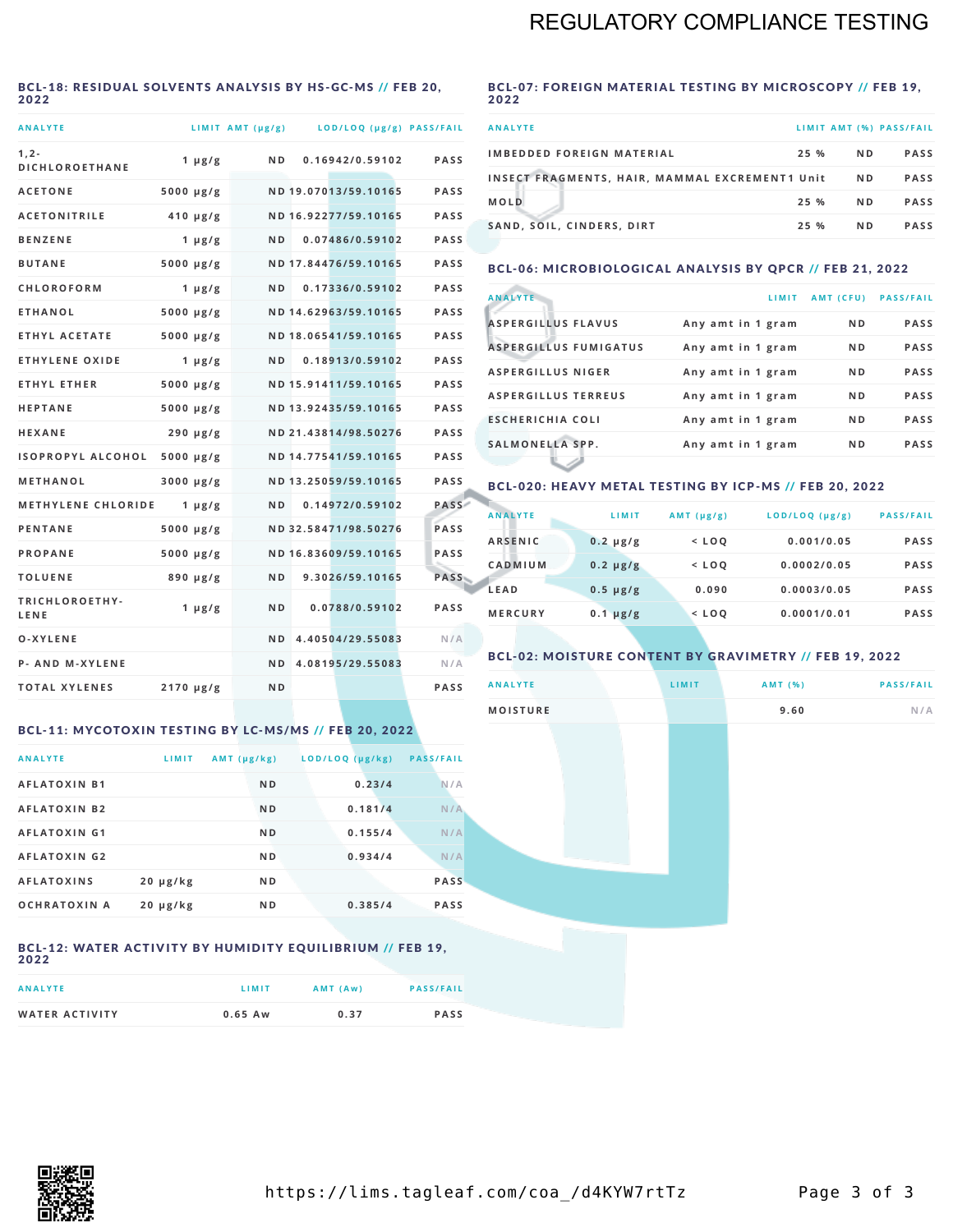# REGULATORY COMPLIANCE TESTING

## BCL-18: RESIDUAL SOLVENTS ANALYSIS BY HS-GC-MS // FEB 20, 2022

| ANALYTE | LIMIT | AMT (μg/g) | LOD/LOQ (μg/g) | PASS/FAIL |
|---|---|---|---|---|
| 1,2-DICHLOROETHANE | 1 μg/g | ND | 0.16942/0.59102 | PASS |
| ACETONE | 5000 μg/g | ND | 19.07013/59.10165 | PASS |
| ACETONITRILE | 410 μg/g | ND | 16.92277/59.10165 | PASS |
| BENZENE | 1 μg/g | ND | 0.07486/0.59102 | PASS |
| BUTANE | 5000 μg/g | ND | 17.84476/59.10165 | PASS |
| CHLOROFORM | 1 μg/g | ND | 0.17336/0.59102 | PASS |
| ETHANOL | 5000 μg/g | ND | 14.62963/59.10165 | PASS |
| ETHYL ACETATE | 5000 μg/g | ND | 18.06541/59.10165 | PASS |
| ETHYLENE OXIDE | 1 μg/g | ND | 0.18913/0.59102 | PASS |
| ETHYL ETHER | 5000 μg/g | ND | 15.91411/59.10165 | PASS |
| HEPTANE | 5000 μg/g | ND | 13.92435/59.10165 | PASS |
| HEXANE | 290 μg/g | ND | 21.43814/98.50276 | PASS |
| ISOPROPYL ALCOHOL | 5000 μg/g | ND | 14.77541/59.10165 | PASS |
| METHANOL | 3000 μg/g | ND | 13.25059/59.10165 | PASS |
| METHYLENE CHLORIDE | 1 μg/g | ND | 0.14972/0.59102 | PASS |
| PENTANE | 5000 μg/g | ND | 32.58471/98.50276 | PASS |
| PROPANE | 5000 μg/g | ND | 16.83609/59.10165 | PASS |
| TOLUENE | 890 μg/g | ND | 9.3026/59.10165 | PASS |
| TRICHLOROETHYLENE | 1 μg/g | ND | 0.0788/0.59102 | PASS |
| O-XYLENE | | ND | 4.40504/29.55083 | N/A |
| P- AND M-XYLENE | | ND | 4.08195/29.55083 | N/A |
| TOTAL XYLENES | 2170 μg/g | ND | | PASS |

## BCL-11: MYCOTOXIN TESTING BY LC-MS/MS // FEB 20, 2022

| ANALYTE | LIMIT | AMT (μg/kg) | LOD/LOQ (μg/kg) | PASS/FAIL |
|---|---|---|---|---|
| AFLATOXIN B1 | | ND | 0.23/4 | N/A |
| AFLATOXIN B2 | | ND | 0.181/4 | N/A |
| AFLATOXIN G1 | | ND | 0.155/4 | N/A |
| AFLATOXIN G2 | | ND | 0.934/4 | N/A |
| AFLATOXINS | 20 μg/kg | ND | | PASS |
| OCHRATOXIN A | 20 μg/kg | ND | 0.385/4 | PASS |

## BCL-12: WATER ACTIVITY BY HUMIDITY EQUILIBRIUM // FEB 19, 2022

| ANALYTE | LIMIT | AMT (Aw) | PASS/FAIL |
|---|---|---|---|
| WATER ACTIVITY | 0.65 Aw | 0.37 | PASS |

## BCL-07: FOREIGN MATERIAL TESTING BY MICROSCOPY // FEB 19, 2022

| ANALYTE | LIMIT | AMT (%) | PASS/FAIL |
|---|---|---|---|
| IMBEDDED FOREIGN MATERIAL | 25 % | ND | PASS |
| INSECT FRAGMENTS, HAIR, MAMMAL EXCREMENT | 1 Unit | ND | PASS |
| MOLD | 25 % | ND | PASS |
| SAND, SOIL, CINDERS, DIRT | 25 % | ND | PASS |

## BCL-06: MICROBIOLOGICAL ANALYSIS BY QPCR // FEB 21, 2022

| ANALYTE | LIMIT | AMT (CFU) | PASS/FAIL |
|---|---|---|---|
| ASPERGILLUS FLAVUS | Any amt in 1 gram | ND | PASS |
| ASPERGILLUS FUMIGATUS | Any amt in 1 gram | ND | PASS |
| ASPERGILLUS NIGER | Any amt in 1 gram | ND | PASS |
| ASPERGILLUS TERREUS | Any amt in 1 gram | ND | PASS |
| ESCHERICHIA COLI | Any amt in 1 gram | ND | PASS |
| SALMONELLA SPP. | Any amt in 1 gram | ND | PASS |

## BCL-020: HEAVY METAL TESTING BY ICP-MS // FEB 20, 2022

| ANALYTE | LIMIT | AMT (μg/g) | LOD/LOQ (μg/g) | PASS/FAIL |
|---|---|---|---|---|
| ARSENIC | 0.2 μg/g | < LOQ | 0.001/0.05 | PASS |
| CADMIUM | 0.2 μg/g | < LOQ | 0.0002/0.05 | PASS |
| LEAD | 0.5 μg/g | 0.090 | 0.0003/0.05 | PASS |
| MERCURY | 0.1 μg/g | < LOQ | 0.0001/0.01 | PASS |

## BCL-02: MOISTURE CONTENT BY GRAVIMETRY // FEB 19, 2022

| ANALYTE | LIMIT | AMT (%) | PASS/FAIL |
|---|---|---|---|
| MOISTURE | | 9.60 | N/A |

https://lims.tagleaf.com/coa_/d4KYW7rtTz